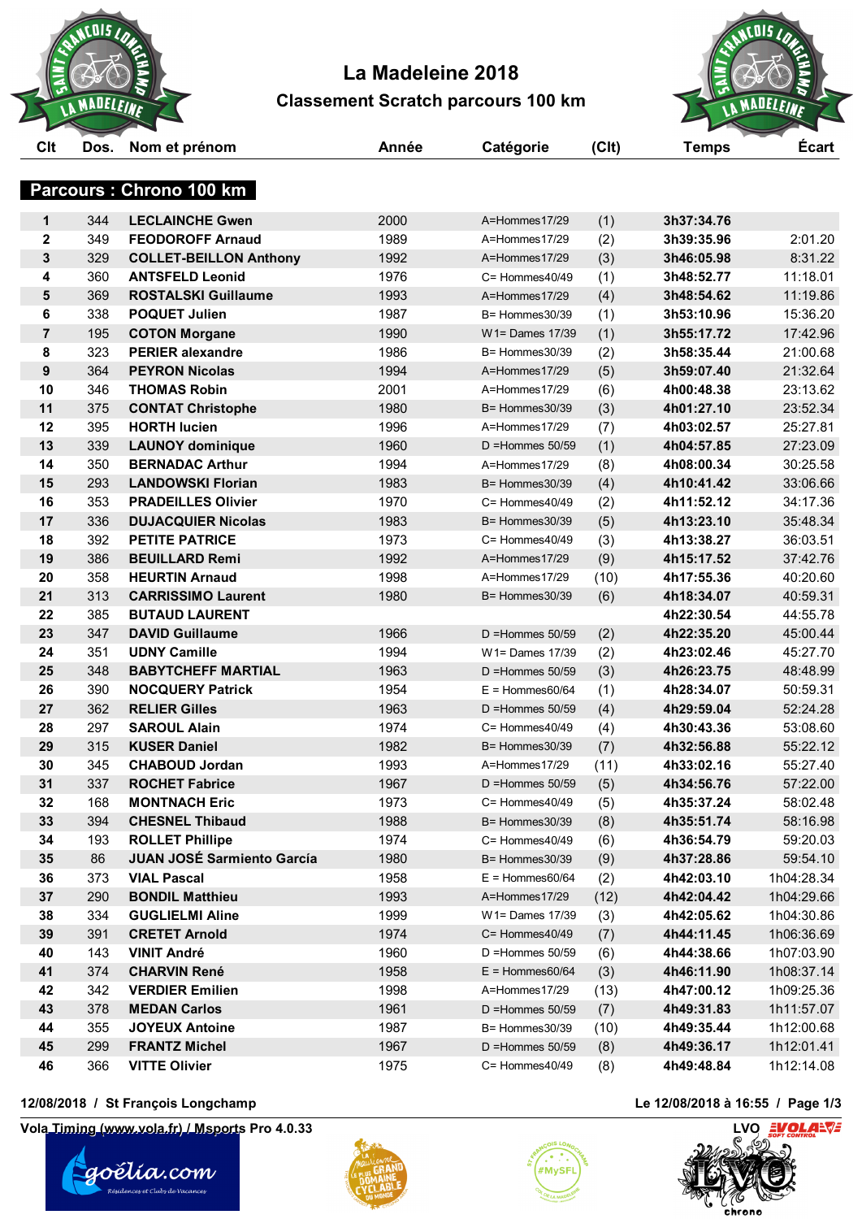# La Madeleine 2018

## Classement Scratch parcours 100 km

### Parcours : Chrono 100 km

| Clt | Dos. | Nom et prénom | Année | Catégorie | (Clt) | Temps | Écart |
|---|---|---|---|---|---|---|---|
| 1 | 344 | **LECLAINCHE Gwen** | 2000 | A=Hommes17/29 | (1) | **3h37:34.76** | |
| 2 | 349 | **FEODOROFF Arnaud** | 1989 | A=Hommes17/29 | (2) | **3h39:35.96** | 2:01.20 |
| 3 | 329 | **COLLET-BEILLON Anthony** | 1992 | A=Hommes17/29 | (3) | **3h46:05.98** | 8:31.22 |
| 4 | 360 | **ANTSFELD Leonid** | 1976 | C= Hommes40/49 | (1) | **3h48:52.77** | 11:18.01 |
| 5 | 369 | **ROSTALSKI Guillaume** | 1993 | A=Hommes17/29 | (4) | **3h48:54.62** | 11:19.86 |
| 6 | 338 | **POQUET Julien** | 1987 | B= Hommes30/39 | (1) | **3h53:10.96** | 15:36.20 |
| 7 | 195 | **COTON Morgane** | 1990 | W1= Dames 17/39 | (1) | **3h55:17.72** | 17:42.96 |
| 8 | 323 | **PERIER alexandre** | 1986 | B= Hommes30/39 | (2) | **3h58:35.44** | 21:00.68 |
| 9 | 364 | **PEYRON Nicolas** | 1994 | A=Hommes17/29 | (5) | **3h59:07.40** | 21:32.64 |
| 10 | 346 | **THOMAS Robin** | 2001 | A=Hommes17/29 | (6) | **4h00:48.38** | 23:13.62 |
| 11 | 375 | **CONTAT Christophe** | 1980 | B= Hommes30/39 | (3) | **4h01:27.10** | 23:52.34 |
| 12 | 395 | **HORTH lucien** | 1996 | A=Hommes17/29 | (7) | **4h03:02.57** | 25:27.81 |
| 13 | 339 | **LAUNOY dominique** | 1960 | D =Hommes 50/59 | (1) | **4h04:57.85** | 27:23.09 |
| 14 | 350 | **BERNADAC Arthur** | 1994 | A=Hommes17/29 | (8) | **4h08:00.34** | 30:25.58 |
| 15 | 293 | **LANDOWSKI Florian** | 1983 | B= Hommes30/39 | (4) | **4h10:41.42** | 33:06.66 |
| 16 | 353 | **PRADEILLES Olivier** | 1970 | C= Hommes40/49 | (2) | **4h11:52.12** | 34:17.36 |
| 17 | 336 | **DUJACQUIER Nicolas** | 1983 | B= Hommes30/39 | (5) | **4h13:23.10** | 35:48.34 |
| 18 | 392 | **PETITE PATRICE** | 1973 | C= Hommes40/49 | (3) | **4h13:38.27** | 36:03.51 |
| 19 | 386 | **BEUILLARD Remi** | 1992 | A=Hommes17/29 | (9) | **4h15:17.52** | 37:42.76 |
| 20 | 358 | **HEURTIN Arnaud** | 1998 | A=Hommes17/29 | (10) | **4h17:55.36** | 40:20.60 |
| 21 | 313 | **CARRISSIMO Laurent** | 1980 | B= Hommes30/39 | (6) | **4h18:34.07** | 40:59.31 |
| 22 | 385 | **BUTAUD LAURENT** | | | | **4h22:30.54** | 44:55.78 |
| 23 | 347 | **DAVID Guillaume** | 1966 | D =Hommes 50/59 | (2) | **4h22:35.20** | 45:00.44 |
| 24 | 351 | **UDNY Camille** | 1994 | W1= Dames 17/39 | (2) | **4h23:02.46** | 45:27.70 |
| 25 | 348 | **BABYTCHEFF MARTIAL** | 1963 | D =Hommes 50/59 | (3) | **4h26:23.75** | 48:48.99 |
| 26 | 390 | **NOCQUERY Patrick** | 1954 | E = Hommes60/64 | (1) | **4h28:34.07** | 50:59.31 |
| 27 | 362 | **RELIER Gilles** | 1963 | D =Hommes 50/59 | (4) | **4h29:59.04** | 52:24.28 |
| 28 | 297 | **SAROUL Alain** | 1974 | C= Hommes40/49 | (4) | **4h30:43.36** | 53:08.60 |
| 29 | 315 | **KUSER Daniel** | 1982 | B= Hommes30/39 | (7) | **4h32:56.88** | 55:22.12 |
| 30 | 345 | **CHABOUD Jordan** | 1993 | A=Hommes17/29 | (11) | **4h33:02.16** | 55:27.40 |
| 31 | 337 | **ROCHET Fabrice** | 1967 | D =Hommes 50/59 | (5) | **4h34:56.76** | 57:22.00 |
| 32 | 168 | **MONTNACH Eric** | 1973 | C= Hommes40/49 | (5) | **4h35:37.24** | 58:02.48 |
| 33 | 394 | **CHESNEL Thibaud** | 1988 | B= Hommes30/39 | (8) | **4h35:51.74** | 58:16.98 |
| 34 | 193 | **ROLLET Phillipe** | 1974 | C= Hommes40/49 | (6) | **4h36:54.79** | 59:20.03 |
| 35 | 86 | **JUAN JOSÉ Sarmiento García** | 1980 | B= Hommes30/39 | (9) | **4h37:28.86** | 59:54.10 |
| 36 | 373 | **VIAL Pascal** | 1958 | E = Hommes60/64 | (2) | **4h42:03.10** | 1h04:28.34 |
| 37 | 290 | **BONDIL Matthieu** | 1993 | A=Hommes17/29 | (12) | **4h42:04.42** | 1h04:29.66 |
| 38 | 334 | **GUGLIELMI Aline** | 1999 | W1= Dames 17/39 | (3) | **4h42:05.62** | 1h04:30.86 |
| 39 | 391 | **CRETET Arnold** | 1974 | C= Hommes40/49 | (7) | **4h44:11.45** | 1h06:36.69 |
| 40 | 143 | **VINIT André** | 1960 | D =Hommes 50/59 | (6) | **4h44:38.66** | 1h07:03.90 |
| 41 | 374 | **CHARVIN René** | 1958 | E = Hommes60/64 | (3) | **4h46:11.90** | 1h08:37.14 |
| 42 | 342 | **VERDIER Emilien** | 1998 | A=Hommes17/29 | (13) | **4h47:00.12** | 1h09:25.36 |
| 43 | 378 | **MEDAN Carlos** | 1961 | D =Hommes 50/59 | (7) | **4h49:31.83** | 1h11:57.07 |
| 44 | 355 | **JOYEUX Antoine** | 1987 | B= Hommes30/39 | (10) | **4h49:35.44** | 1h12:00.68 |
| 45 | 299 | **FRANTZ Michel** | 1967 | D =Hommes 50/59 | (8) | **4h49:36.17** | 1h12:01.41 |
| 46 | 366 | **VITTE Olivier** | 1975 | C= Hommes40/49 | (8) | **4h49:48.84** | 1h12:14.08 |

12/08/2018 / St François Longchamp

Le 12/08/2018 à 16:55

Vola Timing (www.vola.fr) / Msports Pro 4.0.33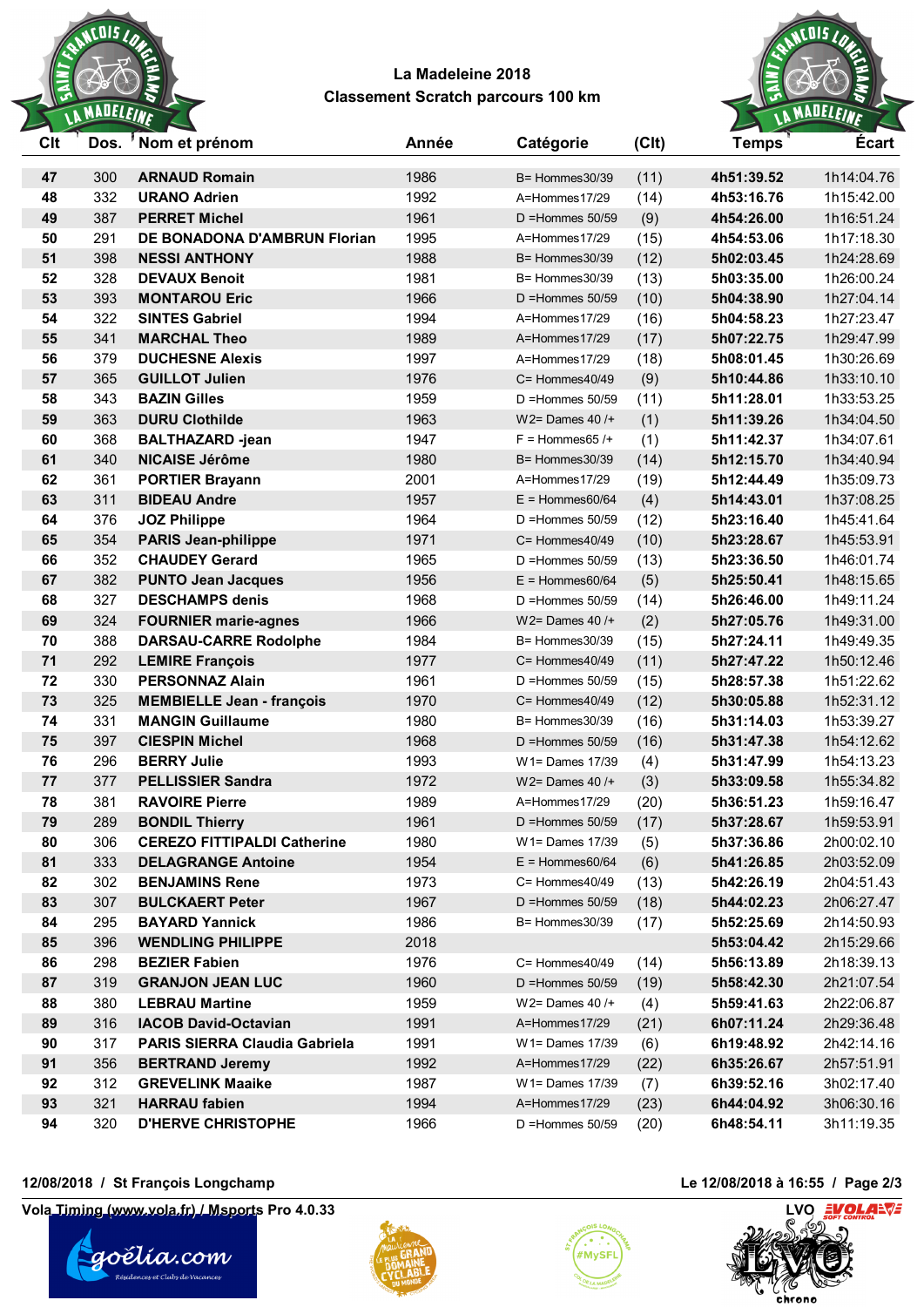**La Madeleine 2018**
**Classement Scratch parcours 100 km**

| Clt | Dos. | Nom et prénom | Année | Catégorie | (Clt) | Temps | Écart |
|---|---|---|---|---|---|---|---|
| 47 | 300 | ARNAUD Romain | 1986 | B= Hommes30/39 | (11) | 4h51:39.52 | 1h14:04.76 |
| 48 | 332 | URANO Adrien | 1992 | A=Hommes17/29 | (14) | 4h53:16.76 | 1h15:42.00 |
| 49 | 387 | PERRET Michel | 1961 | D =Hommes 50/59 | (9) | 4h54:26.00 | 1h16:51.24 |
| 50 | 291 | DE BONADONA D'AMBRUN Florian | 1995 | A=Hommes17/29 | (15) | 4h54:53.06 | 1h17:18.30 |
| 51 | 398 | NESSI ANTHONY | 1988 | B= Hommes30/39 | (12) | 5h02:03.45 | 1h24:28.69 |
| 52 | 328 | DEVAUX Benoit | 1981 | B= Hommes30/39 | (13) | 5h03:35.00 | 1h26:00.24 |
| 53 | 393 | MONTAROU Eric | 1966 | D =Hommes 50/59 | (10) | 5h04:38.90 | 1h27:04.14 |
| 54 | 322 | SINTES Gabriel | 1994 | A=Hommes17/29 | (16) | 5h04:58.23 | 1h27:23.47 |
| 55 | 341 | MARCHAL Theo | 1989 | A=Hommes17/29 | (17) | 5h07:22.75 | 1h29:47.99 |
| 56 | 379 | DUCHESNE Alexis | 1997 | A=Hommes17/29 | (18) | 5h08:01.45 | 1h30:26.69 |
| 57 | 365 | GUILLOT Julien | 1976 | C= Hommes40/49 | (9) | 5h10:44.86 | 1h33:10.10 |
| 58 | 343 | BAZIN Gilles | 1959 | D =Hommes 50/59 | (11) | 5h11:28.01 | 1h33:53.25 |
| 59 | 363 | DURU Clothilde | 1963 | W2= Dames 40 /+ | (1) | 5h11:39.26 | 1h34:04.50 |
| 60 | 368 | BALTHAZARD -jean | 1947 | F = Hommes65 /+ | (1) | 5h11:42.37 | 1h34:07.61 |
| 61 | 340 | NICAISE Jérôme | 1980 | B= Hommes30/39 | (14) | 5h12:15.70 | 1h34:40.94 |
| 62 | 361 | PORTIER Brayann | 2001 | A=Hommes17/29 | (19) | 5h12:44.49 | 1h35:09.73 |
| 63 | 311 | BIDEAU Andre | 1957 | E = Hommes60/64 | (4) | 5h14:43.01 | 1h37:08.25 |
| 64 | 376 | JOZ Philippe | 1964 | D =Hommes 50/59 | (12) | 5h23:16.40 | 1h45:41.64 |
| 65 | 354 | PARIS Jean-philippe | 1971 | C= Hommes40/49 | (10) | 5h23:28.67 | 1h45:53.91 |
| 66 | 352 | CHAUDEY Gerard | 1965 | D =Hommes 50/59 | (13) | 5h23:36.50 | 1h46:01.74 |
| 67 | 382 | PUNTO Jean Jacques | 1956 | E = Hommes60/64 | (5) | 5h25:50.41 | 1h48:15.65 |
| 68 | 327 | DESCHAMPS denis | 1968 | D =Hommes 50/59 | (14) | 5h26:46.00 | 1h49:11.24 |
| 69 | 324 | FOURNIER marie-agnes | 1966 | W2= Dames 40 /+ | (2) | 5h27:05.76 | 1h49:31.00 |
| 70 | 388 | DARSAU-CARRE Rodolphe | 1984 | B= Hommes30/39 | (15) | 5h27:24.11 | 1h49:49.35 |
| 71 | 292 | LEMIRE François | 1977 | C= Hommes40/49 | (11) | 5h27:47.22 | 1h50:12.46 |
| 72 | 330 | PERSONNAZ Alain | 1961 | D =Hommes 50/59 | (15) | 5h28:57.38 | 1h51:22.62 |
| 73 | 325 | MEMBIELLE Jean - françois | 1970 | C= Hommes40/49 | (12) | 5h30:05.88 | 1h52:31.12 |
| 74 | 331 | MANGIN Guillaume | 1980 | B= Hommes30/39 | (16) | 5h31:14.03 | 1h53:39.27 |
| 75 | 397 | CIESPIN Michel | 1968 | D =Hommes 50/59 | (16) | 5h31:47.38 | 1h54:12.62 |
| 76 | 296 | BERRY Julie | 1993 | W1= Dames 17/39 | (4) | 5h31:47.99 | 1h54:13.23 |
| 77 | 377 | PELLISSIER Sandra | 1972 | W2= Dames 40 /+ | (3) | 5h33:09.58 | 1h55:34.82 |
| 78 | 381 | RAVOIRE Pierre | 1989 | A=Hommes17/29 | (20) | 5h36:51.23 | 1h59:16.47 |
| 79 | 289 | BONDIL Thierry | 1961 | D =Hommes 50/59 | (17) | 5h37:28.67 | 1h59:53.91 |
| 80 | 306 | CEREZO FITTIPALDI Catherine | 1980 | W1= Dames 17/39 | (5) | 5h37:36.86 | 2h00:02.10 |
| 81 | 333 | DELAGRANGE Antoine | 1954 | E = Hommes60/64 | (6) | 5h41:26.85 | 2h03:52.09 |
| 82 | 302 | BENJAMINS Rene | 1973 | C= Hommes40/49 | (13) | 5h42:26.19 | 2h04:51.43 |
| 83 | 307 | BULCKAERT Peter | 1967 | D =Hommes 50/59 | (18) | 5h44:02.23 | 2h06:27.47 |
| 84 | 295 | BAYARD Yannick | 1986 | B= Hommes30/39 | (17) | 5h52:25.69 | 2h14:50.93 |
| 85 | 396 | WENDLING PHILIPPE | 2018 | | | 5h53:04.42 | 2h15:29.66 |
| 86 | 298 | BEZIER Fabien | 1976 | C= Hommes40/49 | (14) | 5h56:13.89 | 2h18:39.13 |
| 87 | 319 | GRANJON JEAN LUC | 1960 | D =Hommes 50/59 | (19) | 5h58:42.30 | 2h21:07.54 |
| 88 | 380 | LEBRAU Martine | 1959 | W2= Dames 40 /+ | (4) | 5h59:41.63 | 2h22:06.87 |
| 89 | 316 | IACOB David-Octavian | 1991 | A=Hommes17/29 | (21) | 6h07:11.24 | 2h29:36.48 |
| 90 | 317 | PARIS SIERRA Claudia Gabriela | 1991 | W1= Dames 17/39 | (6) | 6h19:48.92 | 2h42:14.16 |
| 91 | 356 | BERTRAND Jeremy | 1992 | A=Hommes17/29 | (22) | 6h35:26.67 | 2h57:51.91 |
| 92 | 312 | GREVELINK Maaike | 1987 | W1= Dames 17/39 | (7) | 6h39:52.16 | 3h02:17.40 |
| 93 | 321 | HARRAU fabien | 1994 | A=Hommes17/29 | (23) | 6h44:04.92 | 3h06:30.16 |
| 94 | 320 | D'HERVE CHRISTOPHE | 1966 | D =Hommes 50/59 | (20) | 6h48:54.11 | 3h11:19.35 |

12/08/2018 / St François Longchamp — Le 12/08/2018 à 16:55

Vola Timing (www.vola.fr) / Msports Pro 4.0.33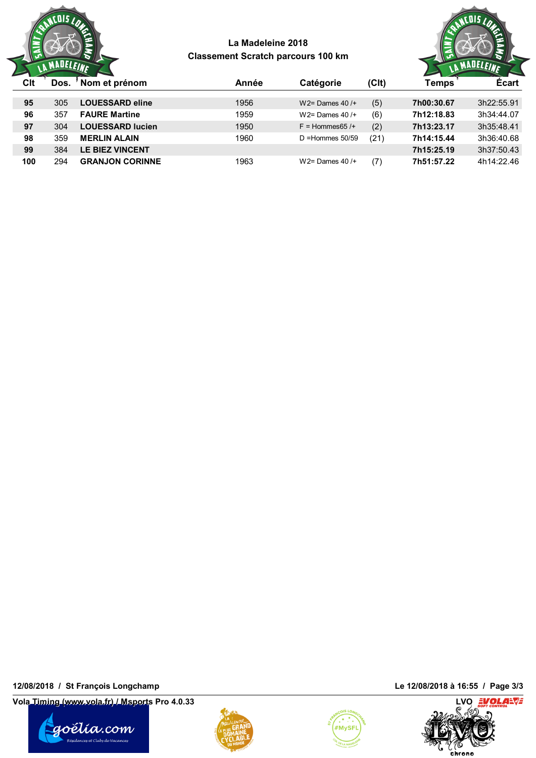# La Madeleine 2018

## Classement Scratch parcours 100 km

| Clt | Dos. | Nom et prénom | Année | Catégorie | (Clt) | Temps | Écart |
|---|---|---|---|---|---|---|---|
| **95** | 305 | **LOUESSARD eline** | 1956 | W2= Dames 40 /+ | (5) | **7h00:30.67** | 3h22:55.91 |
| **96** | 357 | **FAURE Martine** | 1959 | W2= Dames 40 /+ | (6) | **7h12:18.83** | 3h34:44.07 |
| **97** | 304 | **LOUESSARD lucien** | 1950 | F = Hommes65 /+ | (2) | **7h13:23.17** | 3h35:48.41 |
| **98** | 359 | **MERLIN ALAIN** | 1960 | D =Hommes 50/59 | (21) | **7h14:15.44** | 3h36:40.68 |
| **99** | 384 | **LE BIEZ VINCENT** | | | | **7h15:25.19** | 3h37:50.43 |
| **100** | 294 | **GRANJON CORINNE** | 1963 | W2= Dames 40 /+ | (7) | **7h51:57.22** | 4h14:22.46 |

**12/08/2018 / St François Longchamp**

**Le 12/08/2018 à 16:55**

**Vola Timing (www.vola.fr) / Msports Pro 4.0.33**